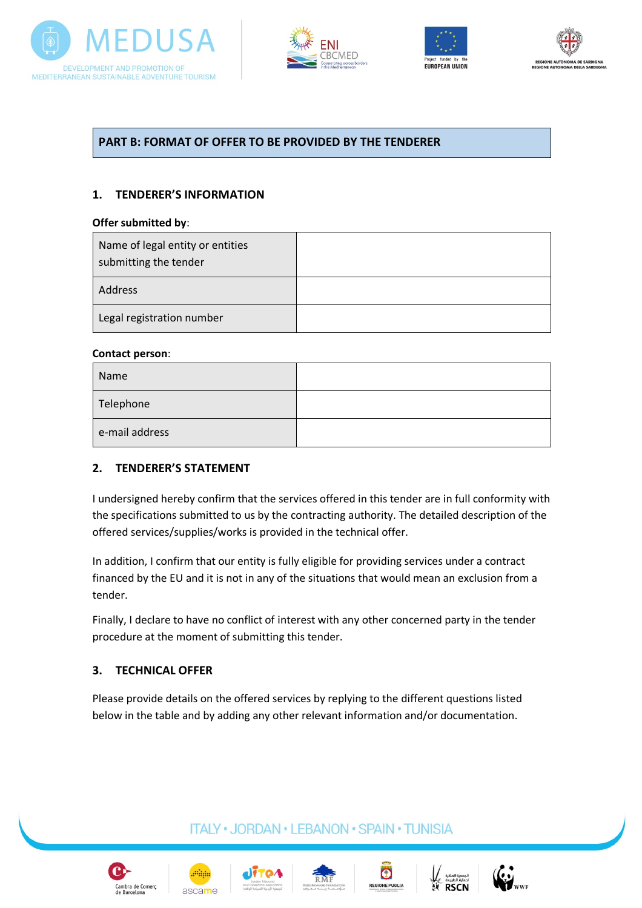## PART B: FORMAT OF OFFER TO BE PROVIDED BY THE TENDERER

### 1. TENDERER'S INFORMATION

**Offer submitted by**:

| | |
|---|---|
| Name of legal entity or entities submitting the tender | |
| Address | |
| Legal registration number | |

**Contact person**:

| | |
|---|---|
| Name | |
| Telephone | |
| e-mail address | |

### 2. TENDERER'S STATEMENT

I undersigned hereby confirm that the services offered in this tender are in full conformity with the specifications submitted to us by the contracting authority. The detailed description of the offered services/supplies/works is provided in the technical offer.

In addition, I confirm that our entity is fully eligible for providing services under a contract financed by the EU and it is not in any of the situations that would mean an exclusion from a tender.

Finally, I declare to have no conflict of interest with any other concerned party in the tender procedure at the moment of submitting this tender.

### 3. TECHNICAL OFFER

Please provide details on the offered services by replying to the different questions listed below in the table and by adding any other relevant information and/or documentation.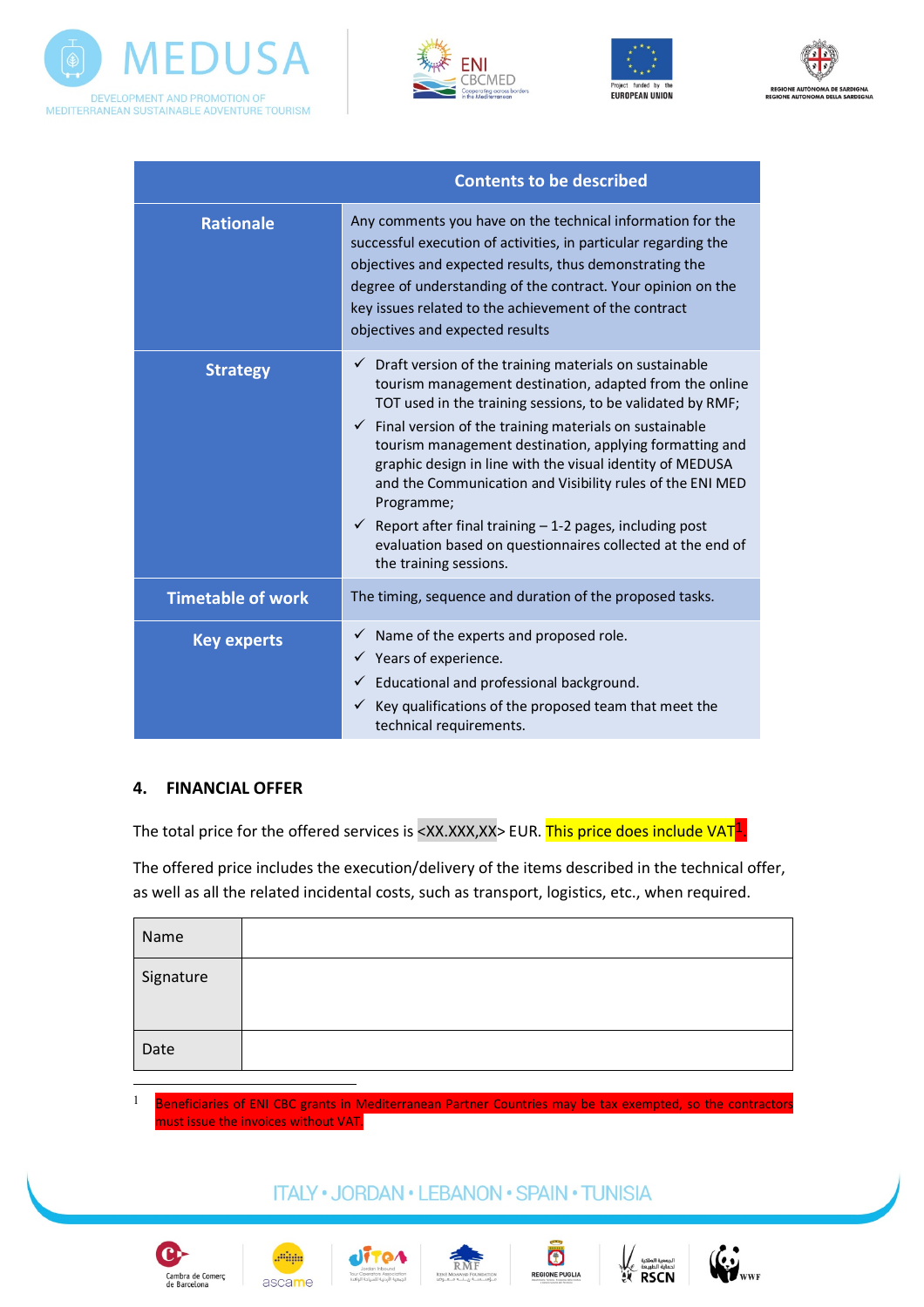| | Contents to be described |
|---|---|
| **Rationale** | Any comments you have on the technical information for the successful execution of activities, in particular regarding the objectives and expected results, thus demonstrating the degree of understanding of the contract. Your opinion on the key issues related to the achievement of the contract objectives and expected results |
| **Strategy** | ✓ Draft version of the training materials on sustainable tourism management destination, adapted from the online TOT used in the training sessions, to be validated by RMF; ✓ Final version of the training materials on sustainable tourism management destination, applying formatting and graphic design in line with the visual identity of MEDUSA and the Communication and Visibility rules of the ENI MED Programme; ✓ Report after final training – 1-2 pages, including post evaluation based on questionnaires collected at the end of the training sessions. |
| **Timetable of work** | The timing, sequence and duration of the proposed tasks. |
| **Key experts** | ✓ Name of the experts and proposed role. ✓ Years of experience. ✓ Educational and professional background. ✓ Key qualifications of the proposed team that meet the technical requirements. |

## 4. FINANCIAL OFFER

The total price for the offered services is <XX.XXX,XX> EUR. This price does include VAT[1].

The offered price includes the execution/delivery of the items described in the technical offer, as well as all the related incidental costs, such as transport, logistics, etc., when required.

| Name | |
|---|---|
| Signature | |
| Date | |

[1] Beneficiaries of ENI CBC grants in Mediterranean Partner Countries may be tax exempted, so the contractors must issue the invoices without VAT.